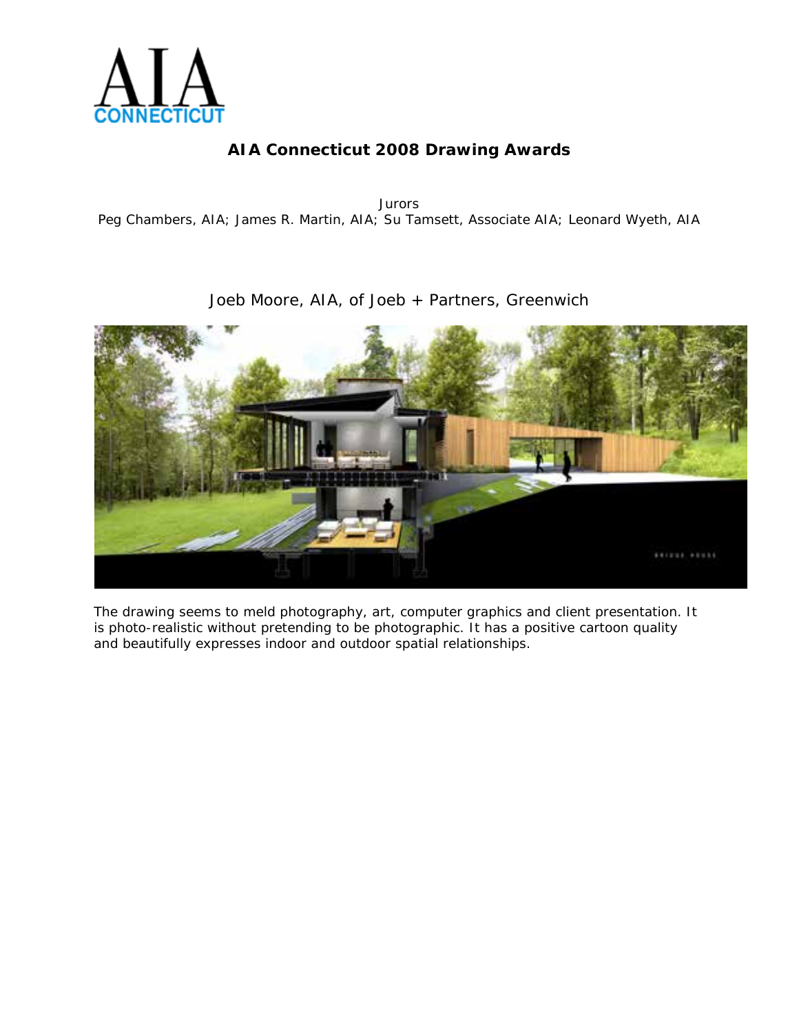AIA
CONNECTICUT

# AIA Connecticut 2008 Drawing Awards

Jurors
Peg Chambers, AIA; James R. Martin, AIA; Su Tamsett, Associate AIA; Leonard Wyeth, AIA

Joeb Moore, AIA, of Joeb + Partners, Greenwich

The drawing seems to meld photography, art, computer graphics and client presentation. It is photo-realistic without pretending to be photographic. It has a positive cartoon quality and beautifully expresses indoor and outdoor spatial relationships.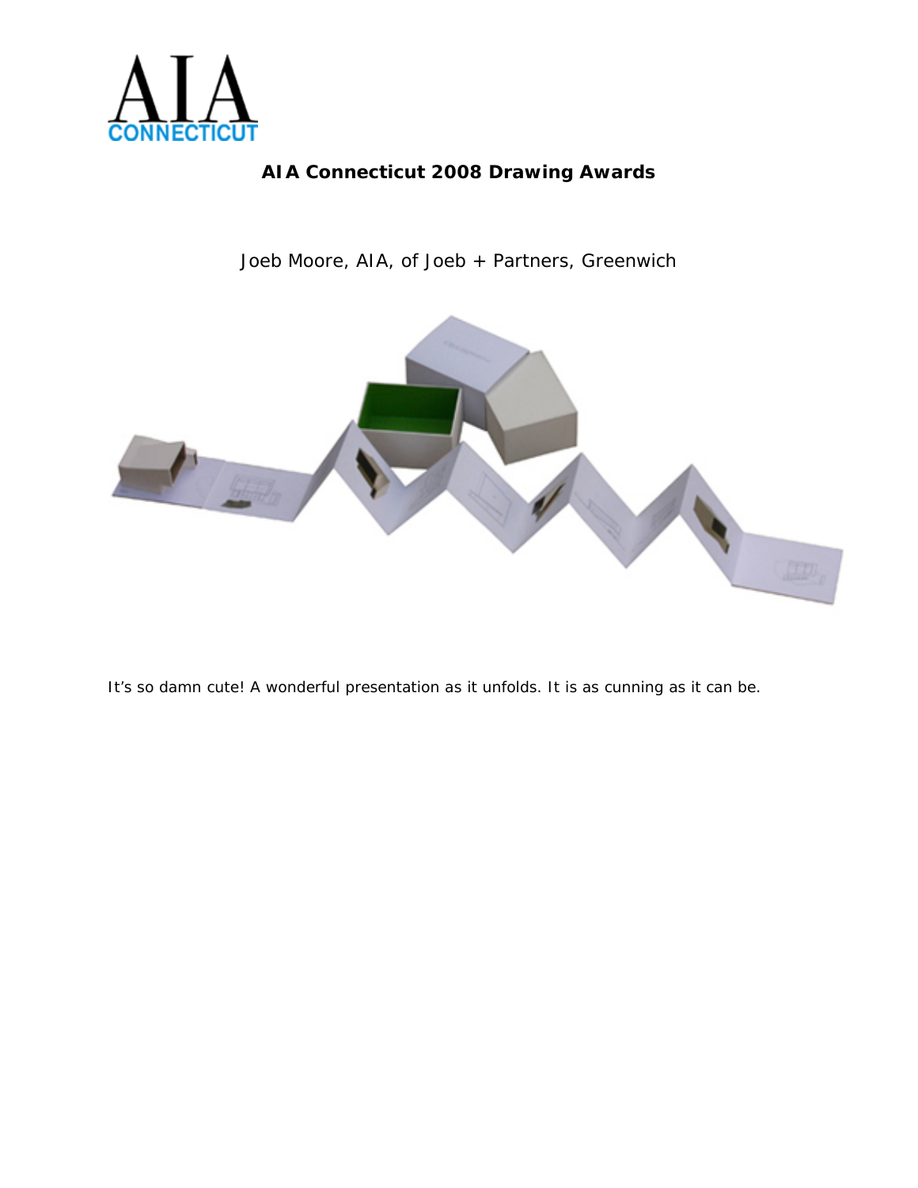# AIA Connecticut 2008 Drawing Awards

Joeb Moore, AIA, of Joeb + Partners, Greenwich

It's so damn cute! A wonderful presentation as it unfolds. It is as cunning as it can be.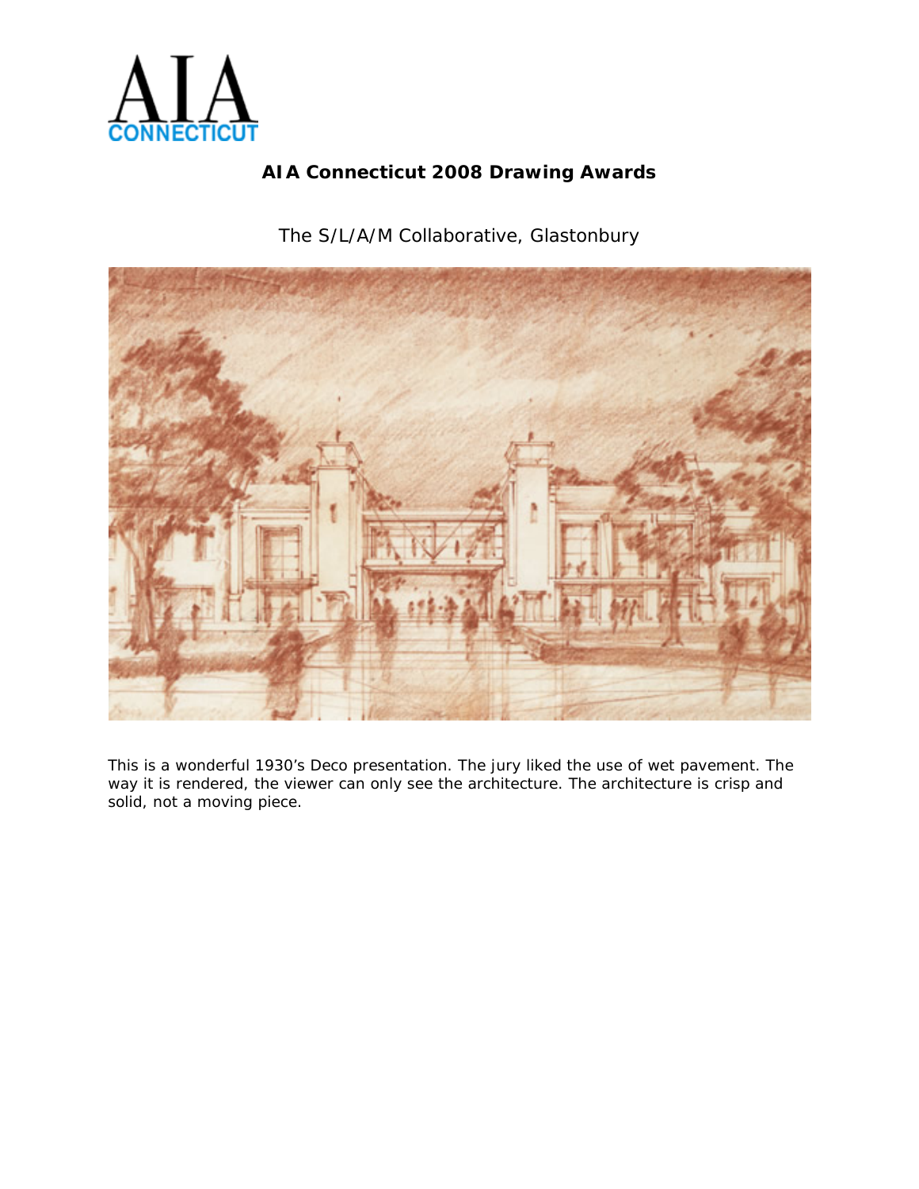# AIA Connecticut 2008 Drawing Awards

The S/L/A/M Collaborative, Glastonbury

This is a wonderful 1930's Deco presentation. The jury liked the use of wet pavement. The way it is rendered, the viewer can only see the architecture. The architecture is crisp and solid, not a moving piece.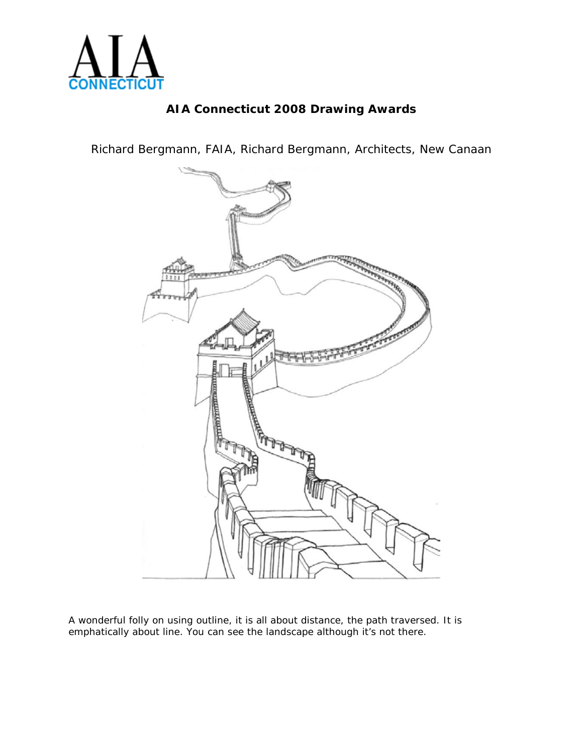AIA CONNECTICUT

## AIA Connecticut 2008 Drawing Awards

Richard Bergmann, FAIA, Richard Bergmann, Architects, New Canaan

A wonderful folly on using outline, it is all about distance, the path traversed. It is emphatically about line. You can see the landscape although it's not there.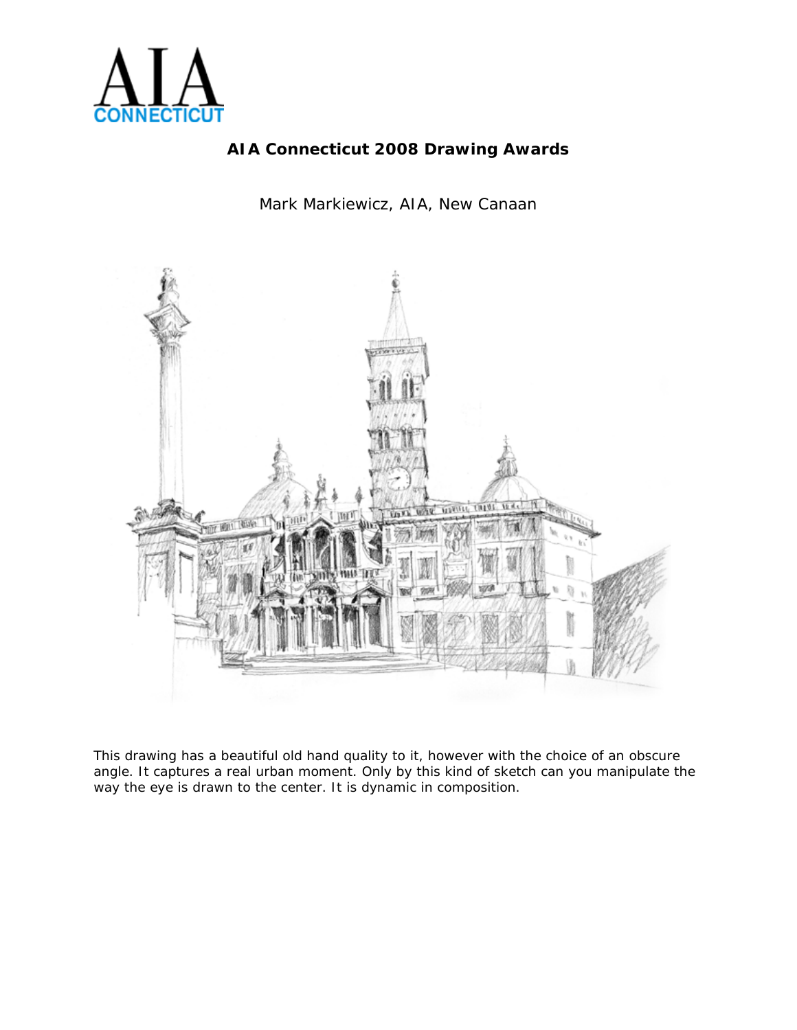# AIA Connecticut 2008 Drawing Awards

Mark Markiewicz, AIA, New Canaan

This drawing has a beautiful old hand quality to it, however with the choice of an obscure angle. It captures a real urban moment. Only by this kind of sketch can you manipulate the way the eye is drawn to the center. It is dynamic in composition.